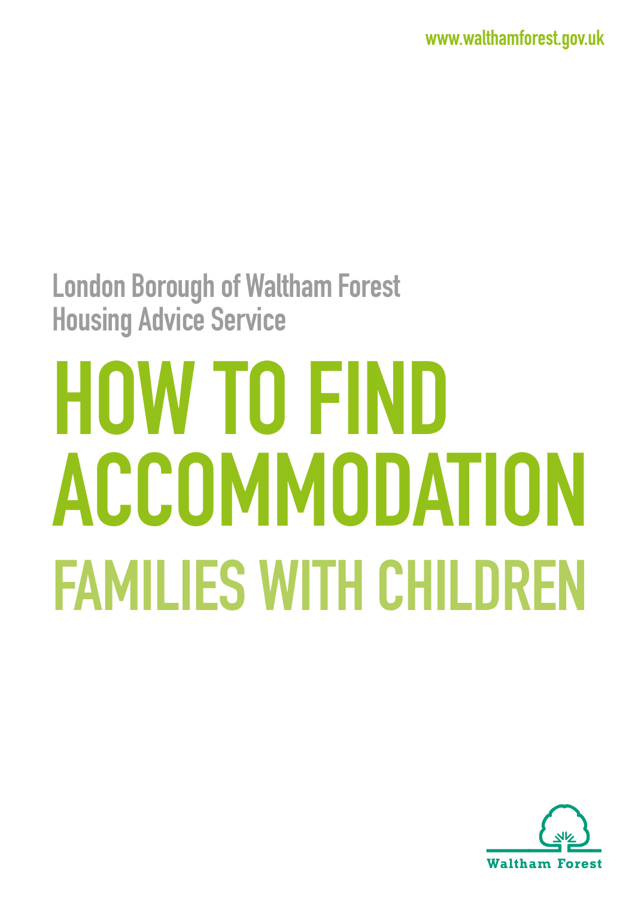www.walthamforest.gov.uk

London Borough of Waltham Forest
Housing Advice Service

# HOW TO FIND ACCOMMODATION

## FAMILIES WITH CHILDREN

Waltham Forest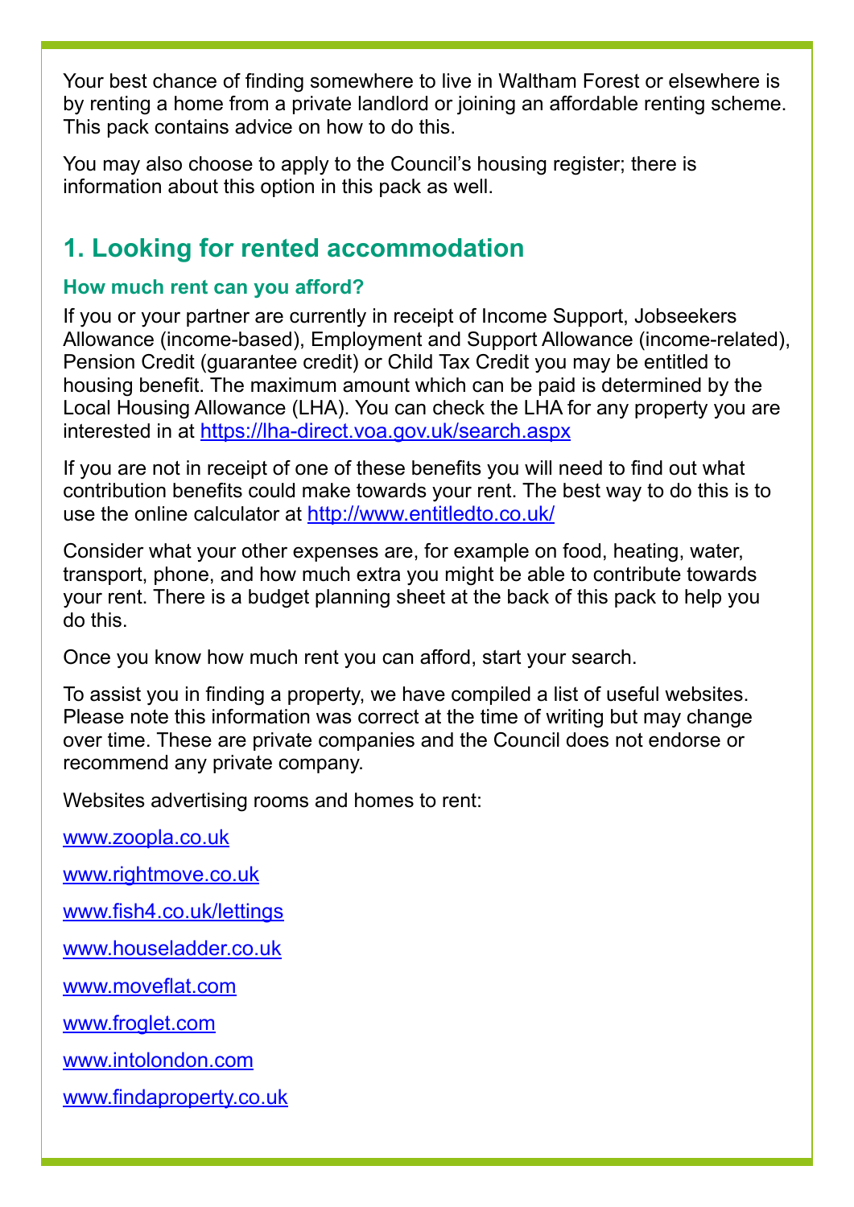Your best chance of finding somewhere to live in Waltham Forest or elsewhere is by renting a home from a private landlord or joining an affordable renting scheme. This pack contains advice on how to do this.

You may also choose to apply to the Council's housing register; there is information about this option in this pack as well.

## 1. Looking for rented accommodation

### How much rent can you afford?

If you or your partner are currently in receipt of Income Support, Jobseekers Allowance (income-based), Employment and Support Allowance (income-related), Pension Credit (guarantee credit) or Child Tax Credit you may be entitled to housing benefit. The maximum amount which can be paid is determined by the Local Housing Allowance (LHA). You can check the LHA for any property you are interested in at https://lha-direct.voa.gov.uk/search.aspx

If you are not in receipt of one of these benefits you will need to find out what contribution benefits could make towards your rent. The best way to do this is to use the online calculator at http://www.entitledto.co.uk/

Consider what your other expenses are, for example on food, heating, water, transport, phone, and how much extra you might be able to contribute towards your rent. There is a budget planning sheet at the back of this pack to help you do this.

Once you know how much rent you can afford, start your search.

To assist you in finding a property, we have compiled a list of useful websites. Please note this information was correct at the time of writing but may change over time. These are private companies and the Council does not endorse or recommend any private company.

Websites advertising rooms and homes to rent:

www.zoopla.co.uk

www.rightmove.co.uk

www.fish4.co.uk/lettings

www.houseladder.co.uk

www.moveflat.com

www.froglet.com

www.intolondon.com

www.findaproperty.co.uk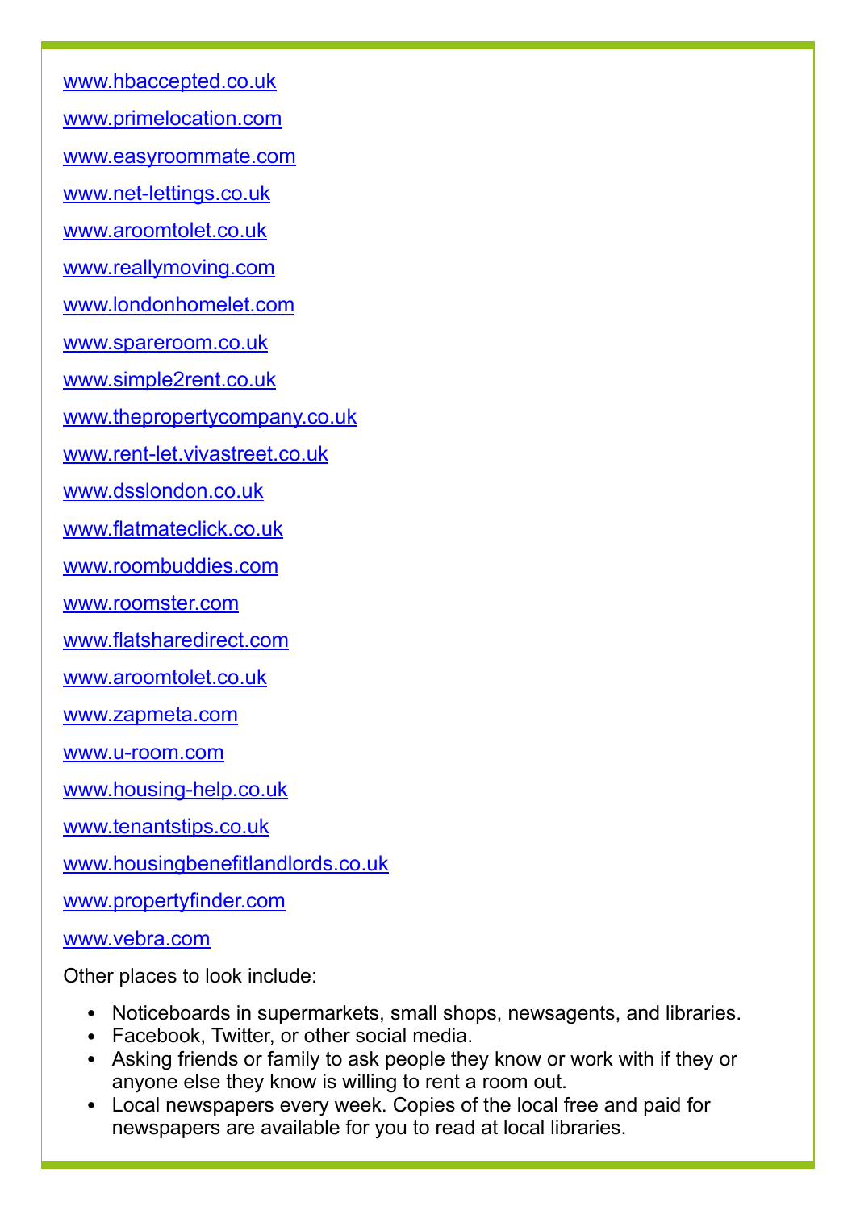www.hbaccepted.co.uk

www.primelocation.com

www.easyroommate.com

www.net-lettings.co.uk

www.aroomtolet.co.uk

www.reallymoving.com

www.londonhomelet.com

www.spareroom.co.uk

www.simple2rent.co.uk

www.thepropertycompany.co.uk

www.rent-let.vivastreet.co.uk

www.dsslondon.co.uk

www.flatmateclick.co.uk

www.roombuddies.com

www.roomster.com

www.flatsharedirect.com

www.aroomtolet.co.uk

www.zapmeta.com

www.u-room.com

www.housing-help.co.uk

www.tenantstips.co.uk

www.housingbenefitlandlords.co.uk

www.propertyfinder.com

www.vebra.com

Other places to look include:

- Noticeboards in supermarkets, small shops, newsagents, and libraries.
- Facebook, Twitter, or other social media.
- Asking friends or family to ask people they know or work with if they or anyone else they know is willing to rent a room out.
- Local newspapers every week. Copies of the local free and paid for newspapers are available for you to read at local libraries.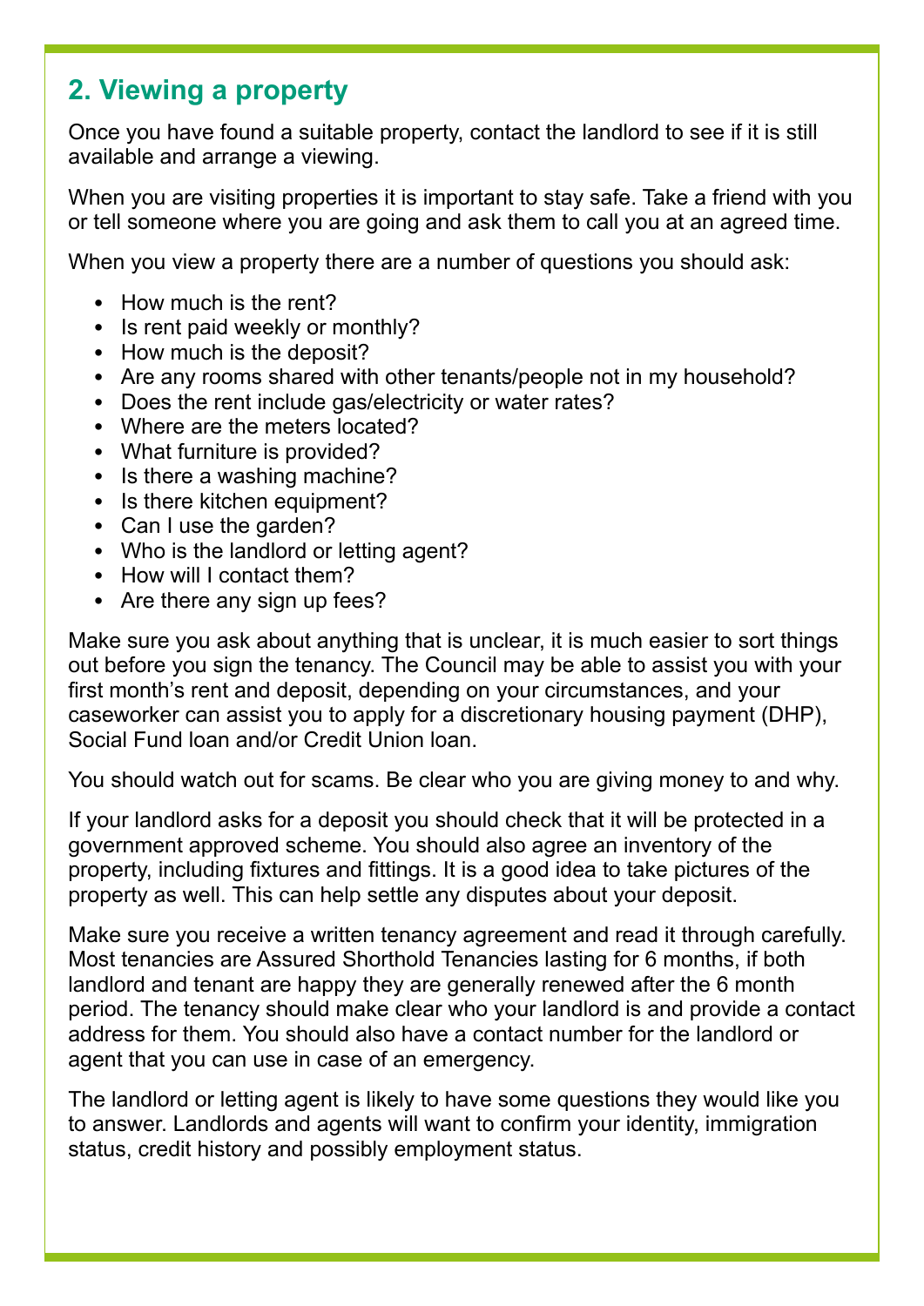## 2. Viewing a property

Once you have found a suitable property, contact the landlord to see if it is still available and arrange a viewing.

When you are visiting properties it is important to stay safe. Take a friend with you or tell someone where you are going and ask them to call you at an agreed time.

When you view a property there are a number of questions you should ask:

- How much is the rent?
- Is rent paid weekly or monthly?
- How much is the deposit?
- Are any rooms shared with other tenants/people not in my household?
- Does the rent include gas/electricity or water rates?
- Where are the meters located?
- What furniture is provided?
- Is there a washing machine?
- Is there kitchen equipment?
- Can I use the garden?
- Who is the landlord or letting agent?
- How will I contact them?
- Are there any sign up fees?

Make sure you ask about anything that is unclear, it is much easier to sort things out before you sign the tenancy. The Council may be able to assist you with your first month's rent and deposit, depending on your circumstances, and your caseworker can assist you to apply for a discretionary housing payment (DHP), Social Fund loan and/or Credit Union loan.

You should watch out for scams. Be clear who you are giving money to and why.

If your landlord asks for a deposit you should check that it will be protected in a government approved scheme. You should also agree an inventory of the property, including fixtures and fittings. It is a good idea to take pictures of the property as well. This can help settle any disputes about your deposit.

Make sure you receive a written tenancy agreement and read it through carefully. Most tenancies are Assured Shorthold Tenancies lasting for 6 months, if both landlord and tenant are happy they are generally renewed after the 6 month period. The tenancy should make clear who your landlord is and provide a contact address for them. You should also have a contact number for the landlord or agent that you can use in case of an emergency.

The landlord or letting agent is likely to have some questions they would like you to answer. Landlords and agents will want to confirm your identity, immigration status, credit history and possibly employment status.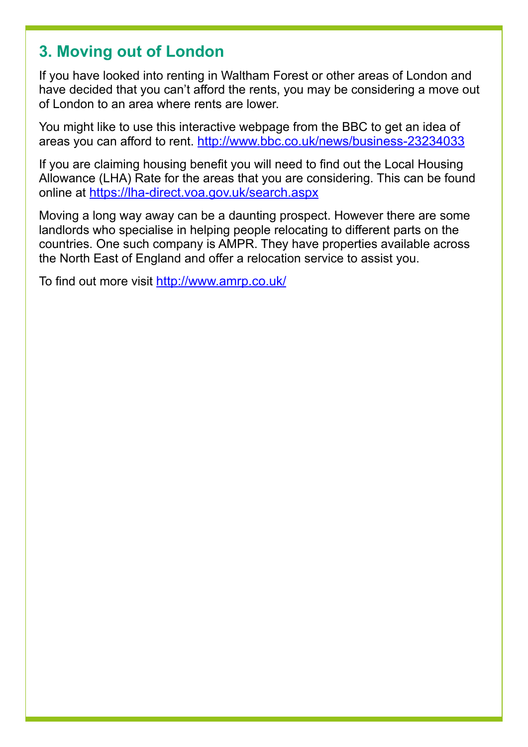## 3. Moving out of London

If you have looked into renting in Waltham Forest or other areas of London and have decided that you can't afford the rents, you may be considering a move out of London to an area where rents are lower.

You might like to use this interactive webpage from the BBC to get an idea of areas you can afford to rent. http://www.bbc.co.uk/news/business-23234033

If you are claiming housing benefit you will need to find out the Local Housing Allowance (LHA) Rate for the areas that you are considering. This can be found online at https://lha-direct.voa.gov.uk/search.aspx

Moving a long way away can be a daunting prospect. However there are some landlords who specialise in helping people relocating to different parts on the countries. One such company is AMPR. They have properties available across the North East of England and offer a relocation service to assist you.

To find out more visit http://www.amrp.co.uk/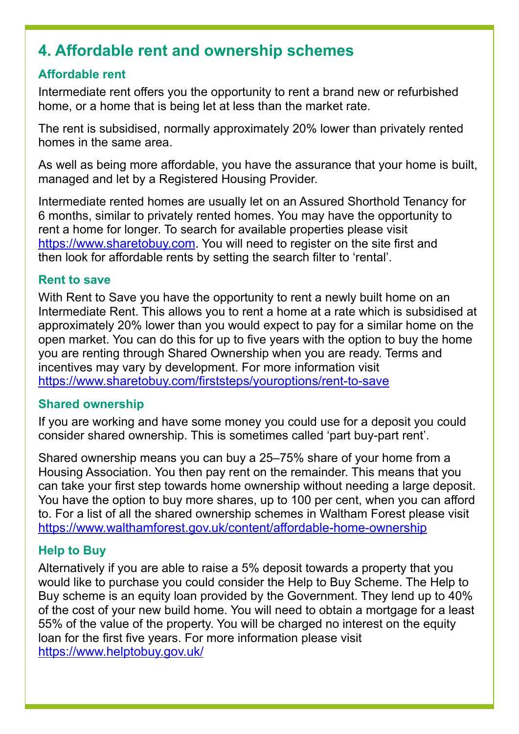## 4. Affordable rent and ownership schemes

### Affordable rent

Intermediate rent offers you the opportunity to rent a brand new or refurbished home, or a home that is being let at less than the market rate.

The rent is subsidised, normally approximately 20% lower than privately rented homes in the same area.

As well as being more affordable, you have the assurance that your home is built, managed and let by a Registered Housing Provider.

Intermediate rented homes are usually let on an Assured Shorthold Tenancy for 6 months, similar to privately rented homes. You may have the opportunity to rent a home for longer. To search for available properties please visit https://www.sharetobuy.com. You will need to register on the site first and then look for affordable rents by setting the search filter to 'rental'.

### Rent to save

With Rent to Save you have the opportunity to rent a newly built home on an Intermediate Rent. This allows you to rent a home at a rate which is subsidised at approximately 20% lower than you would expect to pay for a similar home on the open market. You can do this for up to five years with the option to buy the home you are renting through Shared Ownership when you are ready. Terms and incentives may vary by development. For more information visit https://www.sharetobuy.com/firststeps/youroptions/rent-to-save

### Shared ownership

If you are working and have some money you could use for a deposit you could consider shared ownership. This is sometimes called 'part buy-part rent'.

Shared ownership means you can buy a 25–75% share of your home from a Housing Association. You then pay rent on the remainder. This means that you can take your first step towards home ownership without needing a large deposit. You have the option to buy more shares, up to 100 per cent, when you can afford to. For a list of all the shared ownership schemes in Waltham Forest please visit https://www.walthamforest.gov.uk/content/affordable-home-ownership

### Help to Buy

Alternatively if you are able to raise a 5% deposit towards a property that you would like to purchase you could consider the Help to Buy Scheme. The Help to Buy scheme is an equity loan provided by the Government. They lend up to 40% of the cost of your new build home. You will need to obtain a mortgage for a least 55% of the value of the property. You will be charged no interest on the equity loan for the first five years. For more information please visit https://www.helptobuy.gov.uk/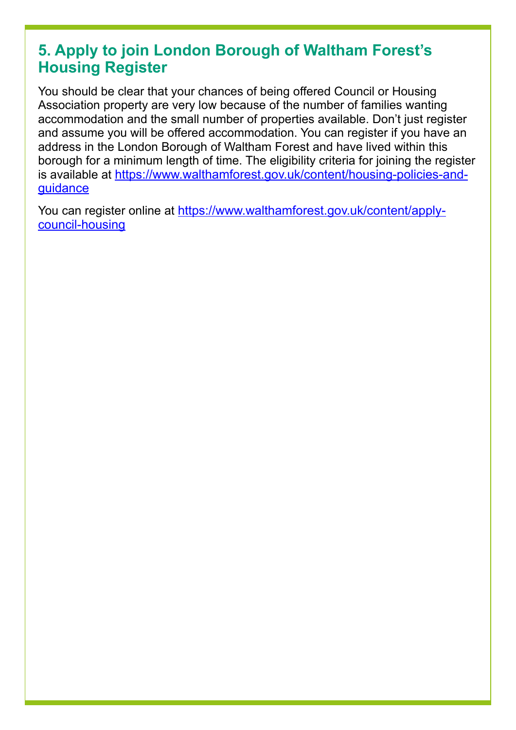## 5. Apply to join London Borough of Waltham Forest's Housing Register

You should be clear that your chances of being offered Council or Housing Association property are very low because of the number of families wanting accommodation and the small number of properties available. Don't just register and assume you will be offered accommodation. You can register if you have an address in the London Borough of Waltham Forest and have lived within this borough for a minimum length of time. The eligibility criteria for joining the register is available at [https://www.walthamforest.gov.uk/content/housing-policies-and-guidance](https://www.walthamforest.gov.uk/content/housing-policies-and-guidance)

You can register online at [https://www.walthamforest.gov.uk/content/apply-council-housing](https://www.walthamforest.gov.uk/content/apply-council-housing)